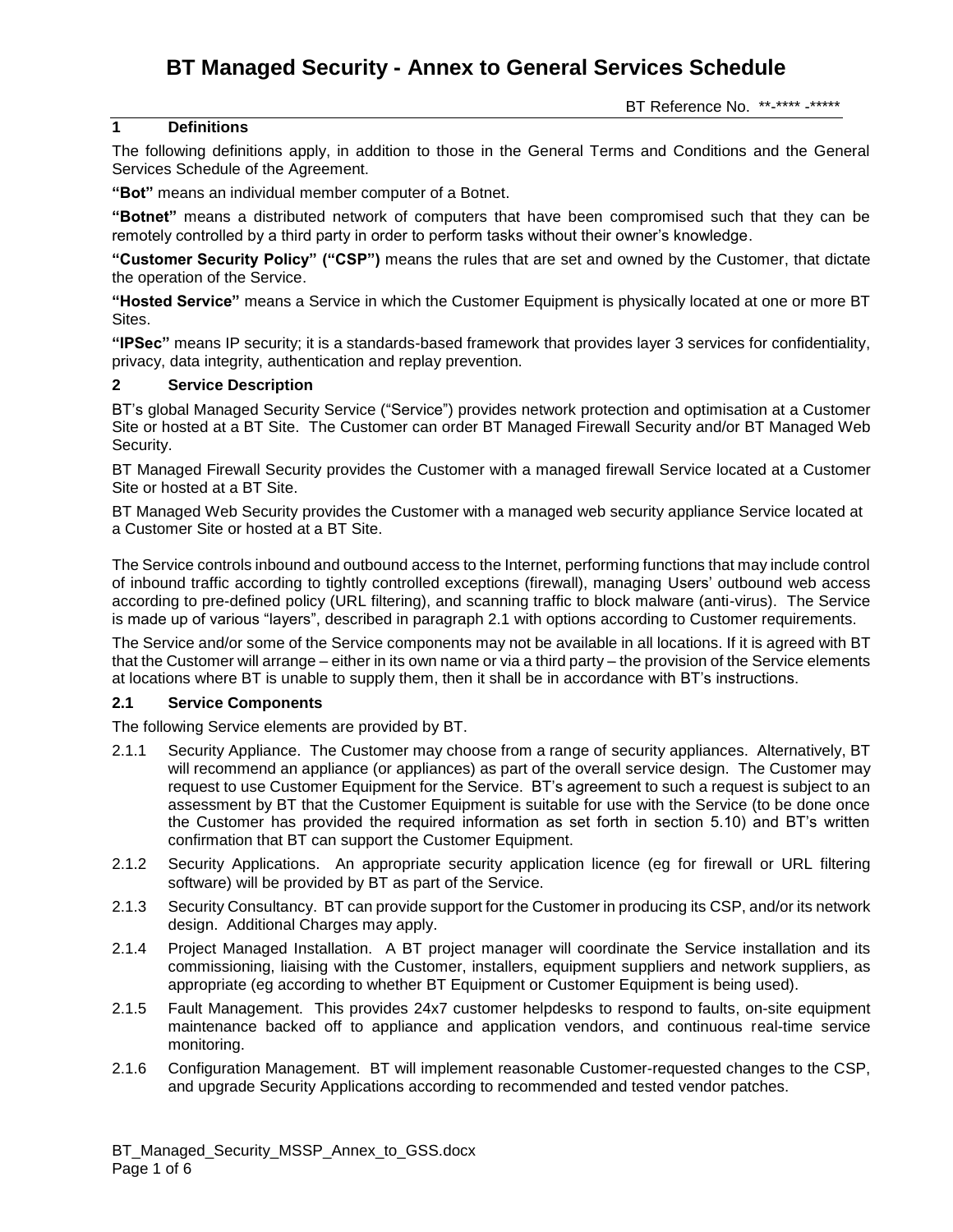# BT Managed Security - Annex to General Services Schedule

BT Reference No. **-**** -*****

## 1 Definitions

The following definitions apply, in addition to those in the General Terms and Conditions and the General Services Schedule of the Agreement.

**"Bot"** means an individual member computer of a Botnet.

**"Botnet"** means a distributed network of computers that have been compromised such that they can be remotely controlled by a third party in order to perform tasks without their owner's knowledge.

**"Customer Security Policy" ("CSP")** means the rules that are set and owned by the Customer, that dictate the operation of the Service.

**"Hosted Service"** means a Service in which the Customer Equipment is physically located at one or more BT Sites.

**"IPSec"** means IP security; it is a standards-based framework that provides layer 3 services for confidentiality, privacy, data integrity, authentication and replay prevention.

## 2 Service Description

BT's global Managed Security Service ("Service") provides network protection and optimisation at a Customer Site or hosted at a BT Site. The Customer can order BT Managed Firewall Security and/or BT Managed Web Security.

BT Managed Firewall Security provides the Customer with a managed firewall Service located at a Customer Site or hosted at a BT Site.

BT Managed Web Security provides the Customer with a managed web security appliance Service located at a Customer Site or hosted at a BT Site.

The Service controls inbound and outbound access to the Internet, performing functions that may include control of inbound traffic according to tightly controlled exceptions (firewall), managing Users' outbound web access according to pre-defined policy (URL filtering), and scanning traffic to block malware (anti-virus). The Service is made up of various "layers", described in paragraph 2.1 with options according to Customer requirements.

The Service and/or some of the Service components may not be available in all locations. If it is agreed with BT that the Customer will arrange – either in its own name or via a third party – the provision of the Service elements at locations where BT is unable to supply them, then it shall be in accordance with BT's instructions.

### 2.1 Service Components

The following Service elements are provided by BT.

2.1.1 Security Appliance. The Customer may choose from a range of security appliances. Alternatively, BT will recommend an appliance (or appliances) as part of the overall service design. The Customer may request to use Customer Equipment for the Service. BT's agreement to such a request is subject to an assessment by BT that the Customer Equipment is suitable for use with the Service (to be done once the Customer has provided the required information as set forth in section 5.10) and BT's written confirmation that BT can support the Customer Equipment.

2.1.2 Security Applications. An appropriate security application licence (eg for firewall or URL filtering software) will be provided by BT as part of the Service.

2.1.3 Security Consultancy. BT can provide support for the Customer in producing its CSP, and/or its network design. Additional Charges may apply.

2.1.4 Project Managed Installation. A BT project manager will coordinate the Service installation and its commissioning, liaising with the Customer, installers, equipment suppliers and network suppliers, as appropriate (eg according to whether BT Equipment or Customer Equipment is being used).

2.1.5 Fault Management. This provides 24x7 customer helpdesks to respond to faults, on-site equipment maintenance backed off to appliance and application vendors, and continuous real-time service monitoring.

2.1.6 Configuration Management. BT will implement reasonable Customer-requested changes to the CSP, and upgrade Security Applications according to recommended and tested vendor patches.

BT_Managed_Security_MSSP_Annex_to_GSS.docx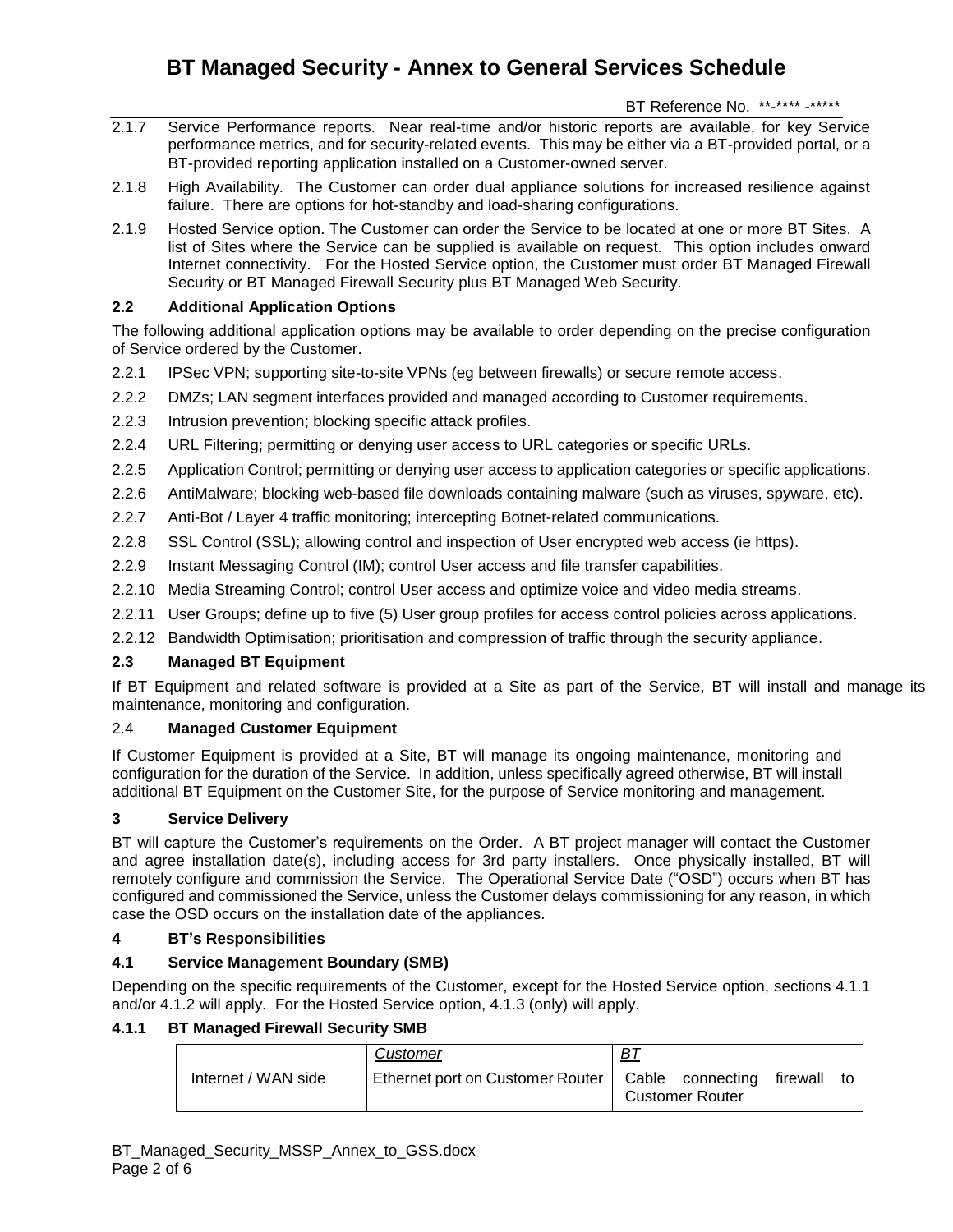2.1.7 Service Performance reports. Near real-time and/or historic reports are available, for key Service performance metrics, and for security-related events. This may be either via a BT-provided portal, or a BT-provided reporting application installed on a Customer-owned server.

2.1.8 High Availability. The Customer can order dual appliance solutions for increased resilience against failure. There are options for hot-standby and load-sharing configurations.

2.1.9 Hosted Service option. The Customer can order the Service to be located at one or more BT Sites. A list of Sites where the Service can be supplied is available on request. This option includes onward Internet connectivity. For the Hosted Service option, the Customer must order BT Managed Firewall Security or BT Managed Firewall Security plus BT Managed Web Security.

### 2.2 Additional Application Options

The following additional application options may be available to order depending on the precise configuration of Service ordered by the Customer.

2.2.1 IPSec VPN; supporting site-to-site VPNs (eg between firewalls) or secure remote access.

2.2.2 DMZs; LAN segment interfaces provided and managed according to Customer requirements.

2.2.3 Intrusion prevention; blocking specific attack profiles.

2.2.4 URL Filtering; permitting or denying user access to URL categories or specific URLs.

2.2.5 Application Control; permitting or denying user access to application categories or specific applications.

2.2.6 AntiMalware; blocking web-based file downloads containing malware (such as viruses, spyware, etc).

2.2.7 Anti-Bot / Layer 4 traffic monitoring; intercepting Botnet-related communications.

2.2.8 SSL Control (SSL); allowing control and inspection of User encrypted web access (ie https).

2.2.9 Instant Messaging Control (IM); control User access and file transfer capabilities.

2.2.10 Media Streaming Control; control User access and optimize voice and video media streams.

2.2.11 User Groups; define up to five (5) User group profiles for access control policies across applications.

2.2.12 Bandwidth Optimisation; prioritisation and compression of traffic through the security appliance.

### 2.3 Managed BT Equipment

If BT Equipment and related software is provided at a Site as part of the Service, BT will install and manage its maintenance, monitoring and configuration.

### 2.4 Managed Customer Equipment

If Customer Equipment is provided at a Site, BT will manage its ongoing maintenance, monitoring and configuration for the duration of the Service. In addition, unless specifically agreed otherwise, BT will install additional BT Equipment on the Customer Site, for the purpose of Service monitoring and management.

## 3 Service Delivery

BT will capture the Customer's requirements on the Order. A BT project manager will contact the Customer and agree installation date(s), including access for 3rd party installers. Once physically installed, BT will remotely configure and commission the Service. The Operational Service Date ("OSD") occurs when BT has configured and commissioned the Service, unless the Customer delays commissioning for any reason, in which case the OSD occurs on the installation date of the appliances.

## 4 BT's Responsibilities

### 4.1 Service Management Boundary (SMB)

Depending on the specific requirements of the Customer, except for the Hosted Service option, sections 4.1.1 and/or 4.1.2 will apply. For the Hosted Service option, 4.1.3 (only) will apply.

#### 4.1.1 BT Managed Firewall Security SMB

| | *Customer* | *BT* |
|---|---|---|
| Internet / WAN side | Ethernet port on Customer Router | Cable connecting firewall to Customer Router |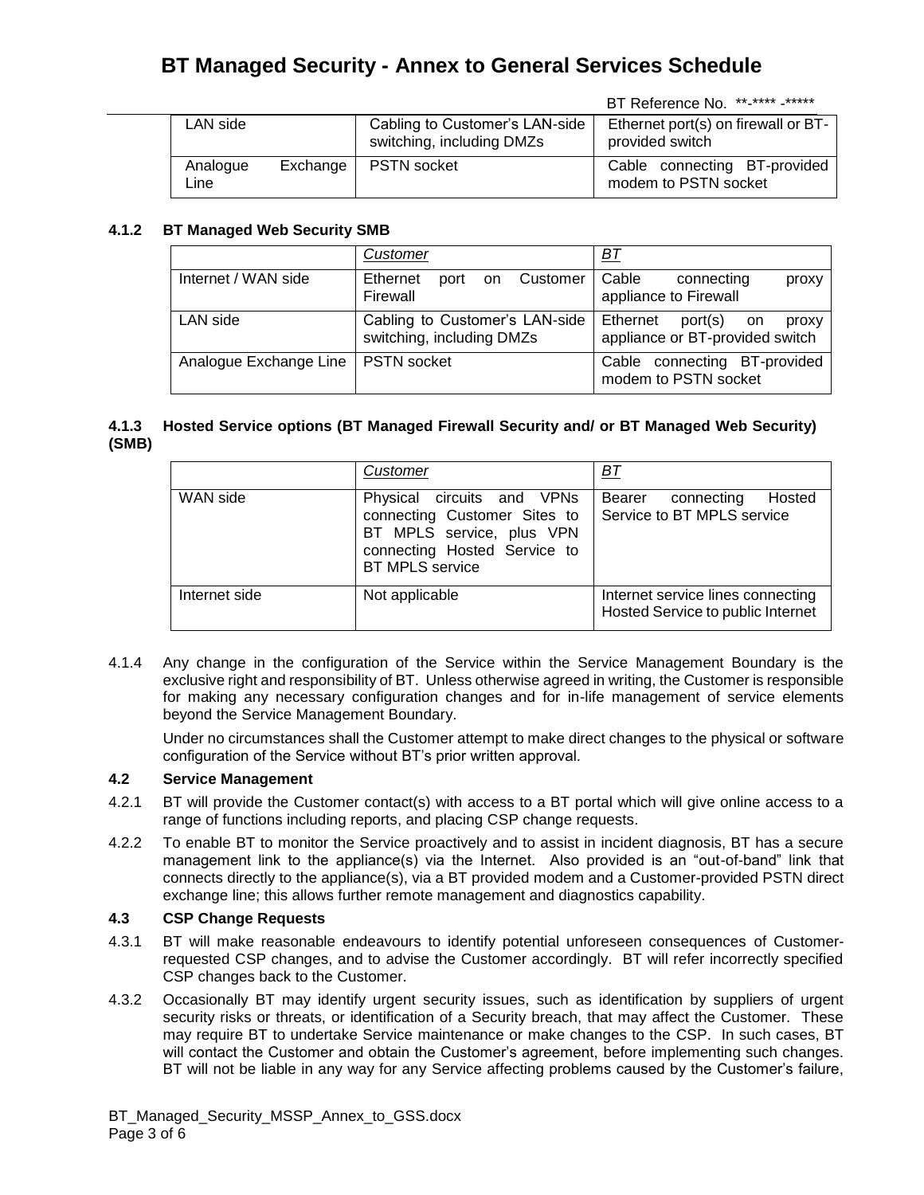| | | |
|---|---|---|
| LAN side | Cabling to Customer's LAN-side switching, including DMZs | Ethernet port(s) on firewall or BT-provided switch |
| Analogue Exchange Line | PSTN socket | Cable connecting BT-provided modem to PSTN socket |

#### 4.1.2 BT Managed Web Security SMB

| | *Customer* | *BT* |
|---|---|---|
| Internet / WAN side | Ethernet port on Customer Firewall | Cable connecting proxy appliance to Firewall |
| LAN side | Cabling to Customer's LAN-side switching, including DMZs | Ethernet port(s) on proxy appliance or BT-provided switch |
| Analogue Exchange Line | PSTN socket | Cable connecting BT-provided modem to PSTN socket |

#### 4.1.3 Hosted Service options (BT Managed Firewall Security and/ or BT Managed Web Security) (SMB)

| | *Customer* | *BT* |
|---|---|---|
| WAN side | Physical circuits and VPNs connecting Customer Sites to BT MPLS service, plus VPN connecting Hosted Service to BT MPLS service | Bearer connecting Hosted Service to BT MPLS service |
| Internet side | Not applicable | Internet service lines connecting Hosted Service to public Internet |

4.1.4 Any change in the configuration of the Service within the Service Management Boundary is the exclusive right and responsibility of BT. Unless otherwise agreed in writing, the Customer is responsible for making any necessary configuration changes and for in-life management of service elements beyond the Service Management Boundary.

Under no circumstances shall the Customer attempt to make direct changes to the physical or software configuration of the Service without BT's prior written approval.

### 4.2 Service Management

4.2.1 BT will provide the Customer contact(s) with access to a BT portal which will give online access to a range of functions including reports, and placing CSP change requests.

4.2.2 To enable BT to monitor the Service proactively and to assist in incident diagnosis, BT has a secure management link to the appliance(s) via the Internet. Also provided is an "out-of-band" link that connects directly to the appliance(s), via a BT provided modem and a Customer-provided PSTN direct exchange line; this allows further remote management and diagnostics capability.

### 4.3 CSP Change Requests

4.3.1 BT will make reasonable endeavours to identify potential unforeseen consequences of Customer-requested CSP changes, and to advise the Customer accordingly. BT will refer incorrectly specified CSP changes back to the Customer.

4.3.2 Occasionally BT may identify urgent security issues, such as identification by suppliers of urgent security risks or threats, or identification of a Security breach, that may affect the Customer. These may require BT to undertake Service maintenance or make changes to the CSP. In such cases, BT will contact the Customer and obtain the Customer's agreement, before implementing such changes. BT will not be liable in any way for any Service affecting problems caused by the Customer's failure,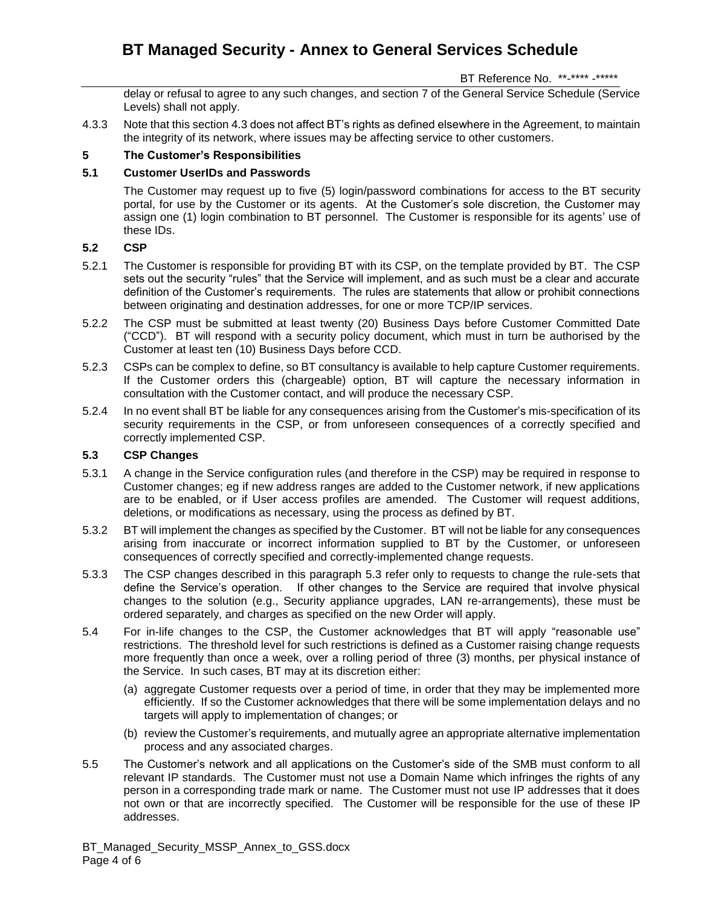delay or refusal to agree to any such changes, and section 7 of the General Service Schedule (Service Levels) shall not apply.

4.3.3 Note that this section 4.3 does not affect BT's rights as defined elsewhere in the Agreement, to maintain the integrity of its network, where issues may be affecting service to other customers.

## 5 The Customer's Responsibilities

### 5.1 Customer UserIDs and Passwords

The Customer may request up to five (5) login/password combinations for access to the BT security portal, for use by the Customer or its agents. At the Customer's sole discretion, the Customer may assign one (1) login combination to BT personnel. The Customer is responsible for its agents' use of these IDs.

### 5.2 CSP

5.2.1 The Customer is responsible for providing BT with its CSP, on the template provided by BT. The CSP sets out the security "rules" that the Service will implement, and as such must be a clear and accurate definition of the Customer's requirements. The rules are statements that allow or prohibit connections between originating and destination addresses, for one or more TCP/IP services.

5.2.2 The CSP must be submitted at least twenty (20) Business Days before Customer Committed Date ("CCD"). BT will respond with a security policy document, which must in turn be authorised by the Customer at least ten (10) Business Days before CCD.

5.2.3 CSPs can be complex to define, so BT consultancy is available to help capture Customer requirements. If the Customer orders this (chargeable) option, BT will capture the necessary information in consultation with the Customer contact, and will produce the necessary CSP.

5.2.4 In no event shall BT be liable for any consequences arising from the Customer's mis-specification of its security requirements in the CSP, or from unforeseen consequences of a correctly specified and correctly implemented CSP.

### 5.3 CSP Changes

5.3.1 A change in the Service configuration rules (and therefore in the CSP) may be required in response to Customer changes; eg if new address ranges are added to the Customer network, if new applications are to be enabled, or if User access profiles are amended. The Customer will request additions, deletions, or modifications as necessary, using the process as defined by BT.

5.3.2 BT will implement the changes as specified by the Customer. BT will not be liable for any consequences arising from inaccurate or incorrect information supplied to BT by the Customer, or unforeseen consequences of correctly specified and correctly-implemented change requests.

5.3.3 The CSP changes described in this paragraph 5.3 refer only to requests to change the rule-sets that define the Service's operation. If other changes to the Service are required that involve physical changes to the solution (e.g., Security appliance upgrades, LAN re-arrangements), these must be ordered separately, and charges as specified on the new Order will apply.

5.4 For in-life changes to the CSP, the Customer acknowledges that BT will apply "reasonable use" restrictions. The threshold level for such restrictions is defined as a Customer raising change requests more frequently than once a week, over a rolling period of three (3) months, per physical instance of the Service. In such cases, BT may at its discretion either:

(a) aggregate Customer requests over a period of time, in order that they may be implemented more efficiently. If so the Customer acknowledges that there will be some implementation delays and no targets will apply to implementation of changes; or

(b) review the Customer's requirements, and mutually agree an appropriate alternative implementation process and any associated charges.

5.5 The Customer's network and all applications on the Customer's side of the SMB must conform to all relevant IP standards. The Customer must not use a Domain Name which infringes the rights of any person in a corresponding trade mark or name. The Customer must not use IP addresses that it does not own or that are incorrectly specified. The Customer will be responsible for the use of these IP addresses.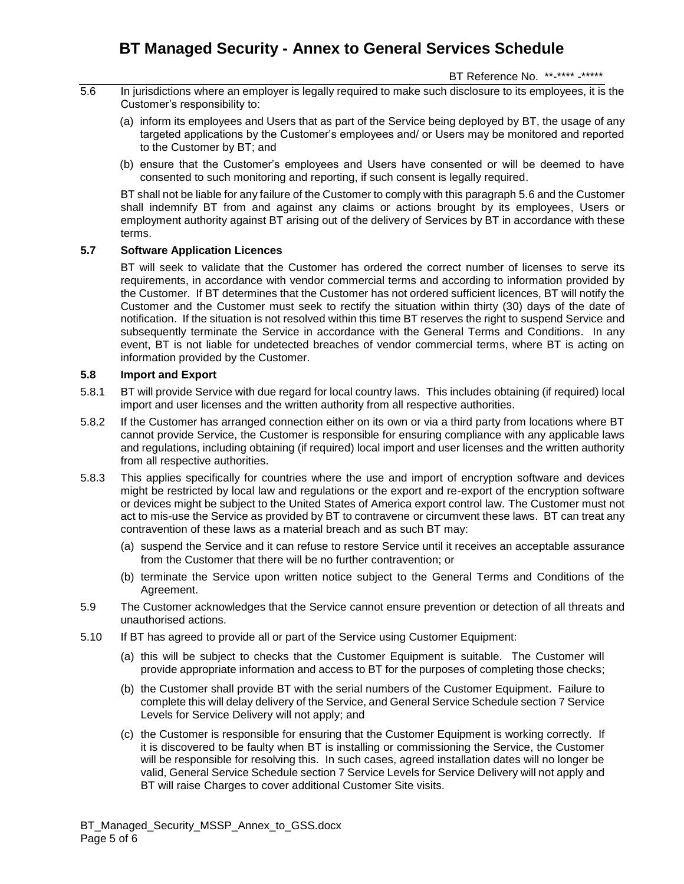5.6 In jurisdictions where an employer is legally required to make such disclosure to its employees, it is the Customer's responsibility to:

(a) inform its employees and Users that as part of the Service being deployed by BT, the usage of any targeted applications by the Customer's employees and/ or Users may be monitored and reported to the Customer by BT; and

(b) ensure that the Customer's employees and Users have consented or will be deemed to have consented to such monitoring and reporting, if such consent is legally required.

BT shall not be liable for any failure of the Customer to comply with this paragraph 5.6 and the Customer shall indemnify BT from and against any claims or actions brought by its employees, Users or employment authority against BT arising out of the delivery of Services by BT in accordance with these terms.

**5.7 Software Application Licences**

BT will seek to validate that the Customer has ordered the correct number of licenses to serve its requirements, in accordance with vendor commercial terms and according to information provided by the Customer. If BT determines that the Customer has not ordered sufficient licences, BT will notify the Customer and the Customer must seek to rectify the situation within thirty (30) days of the date of notification. If the situation is not resolved within this time BT reserves the right to suspend Service and subsequently terminate the Service in accordance with the General Terms and Conditions. In any event, BT is not liable for undetected breaches of vendor commercial terms, where BT is acting on information provided by the Customer.

**5.8 Import and Export**

5.8.1 BT will provide Service with due regard for local country laws. This includes obtaining (if required) local import and user licenses and the written authority from all respective authorities.

5.8.2 If the Customer has arranged connection either on its own or via a third party from locations where BT cannot provide Service, the Customer is responsible for ensuring compliance with any applicable laws and regulations, including obtaining (if required) local import and user licenses and the written authority from all respective authorities.

5.8.3 This applies specifically for countries where the use and import of encryption software and devices might be restricted by local law and regulations or the export and re-export of the encryption software or devices might be subject to the United States of America export control law. The Customer must not act to mis-use the Service as provided by BT to contravene or circumvent these laws. BT can treat any contravention of these laws as a material breach and as such BT may:

(a) suspend the Service and it can refuse to restore Service until it receives an acceptable assurance from the Customer that there will be no further contravention; or

(b) terminate the Service upon written notice subject to the General Terms and Conditions of the Agreement.

5.9 The Customer acknowledges that the Service cannot ensure prevention or detection of all threats and unauthorised actions.

5.10 If BT has agreed to provide all or part of the Service using Customer Equipment:

(a) this will be subject to checks that the Customer Equipment is suitable. The Customer will provide appropriate information and access to BT for the purposes of completing those checks;

(b) the Customer shall provide BT with the serial numbers of the Customer Equipment. Failure to complete this will delay delivery of the Service, and General Service Schedule section 7 Service Levels for Service Delivery will not apply; and

(c) the Customer is responsible for ensuring that the Customer Equipment is working correctly. If it is discovered to be faulty when BT is installing or commissioning the Service, the Customer will be responsible for resolving this. In such cases, agreed installation dates will no longer be valid, General Service Schedule section 7 Service Levels for Service Delivery will not apply and BT will raise Charges to cover additional Customer Site visits.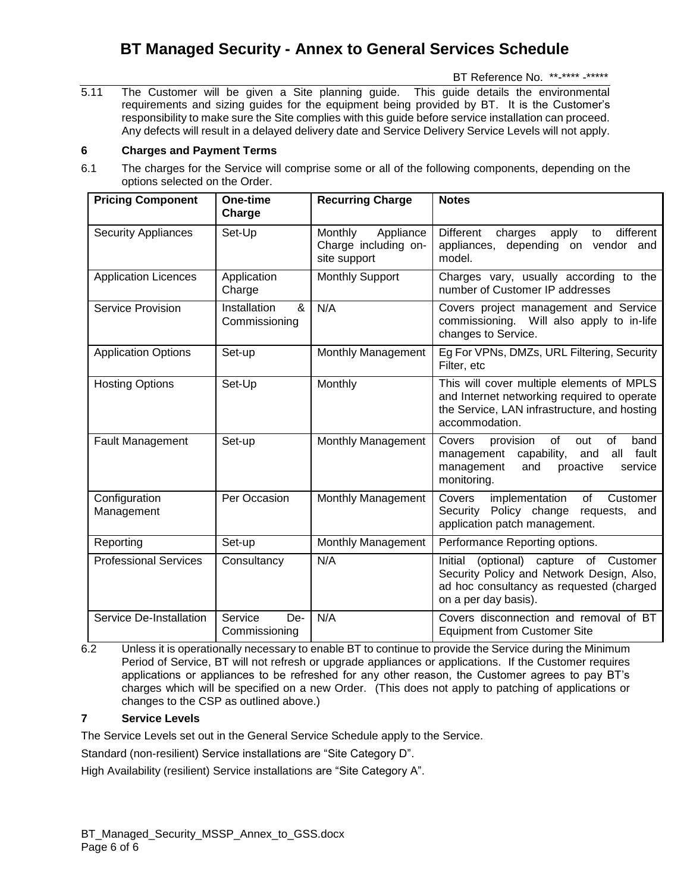5.11 The Customer will be given a Site planning guide. This guide details the environmental requirements and sizing guides for the equipment being provided by BT. It is the Customer's responsibility to make sure the Site complies with this guide before service installation can proceed. Any defects will result in a delayed delivery date and Service Delivery Service Levels will not apply.

## 6 Charges and Payment Terms

6.1 The charges for the Service will comprise some or all of the following components, depending on the options selected on the Order.

| Pricing Component | One-time Charge | Recurring Charge | Notes |
|---|---|---|---|
| Security Appliances | Set-Up | Monthly Appliance Charge including on-site support | Different charges apply to different appliances, depending on vendor and model. |
| Application Licences | Application Charge | Monthly Support | Charges vary, usually according to the number of Customer IP addresses |
| Service Provision | Installation & Commissioning | N/A | Covers project management and Service commissioning. Will also apply to in-life changes to Service. |
| Application Options | Set-up | Monthly Management | Eg For VPNs, DMZs, URL Filtering, Security Filter, etc |
| Hosting Options | Set-Up | Monthly | This will cover multiple elements of MPLS and Internet networking required to operate the Service, LAN infrastructure, and hosting accommodation. |
| Fault Management | Set-up | Monthly Management | Covers provision of out of band management capability, and all fault management and proactive service monitoring. |
| Configuration Management | Per Occasion | Monthly Management | Covers implementation of Customer Security Policy change requests, and application patch management. |
| Reporting | Set-up | Monthly Management | Performance Reporting options. |
| Professional Services | Consultancy | N/A | Initial (optional) capture of Customer Security Policy and Network Design, Also, ad hoc consultancy as requested (charged on a per day basis). |
| Service De-Installation | Service De-Commissioning | N/A | Covers disconnection and removal of BT Equipment from Customer Site |

6.2 Unless it is operationally necessary to enable BT to continue to provide the Service during the Minimum Period of Service, BT will not refresh or upgrade appliances or applications. If the Customer requires applications or appliances to be refreshed for any other reason, the Customer agrees to pay BT's charges which will be specified on a new Order. (This does not apply to patching of applications or changes to the CSP as outlined above.)

## 7 Service Levels

The Service Levels set out in the General Service Schedule apply to the Service.

Standard (non-resilient) Service installations are "Site Category D".

High Availability (resilient) Service installations are "Site Category A".